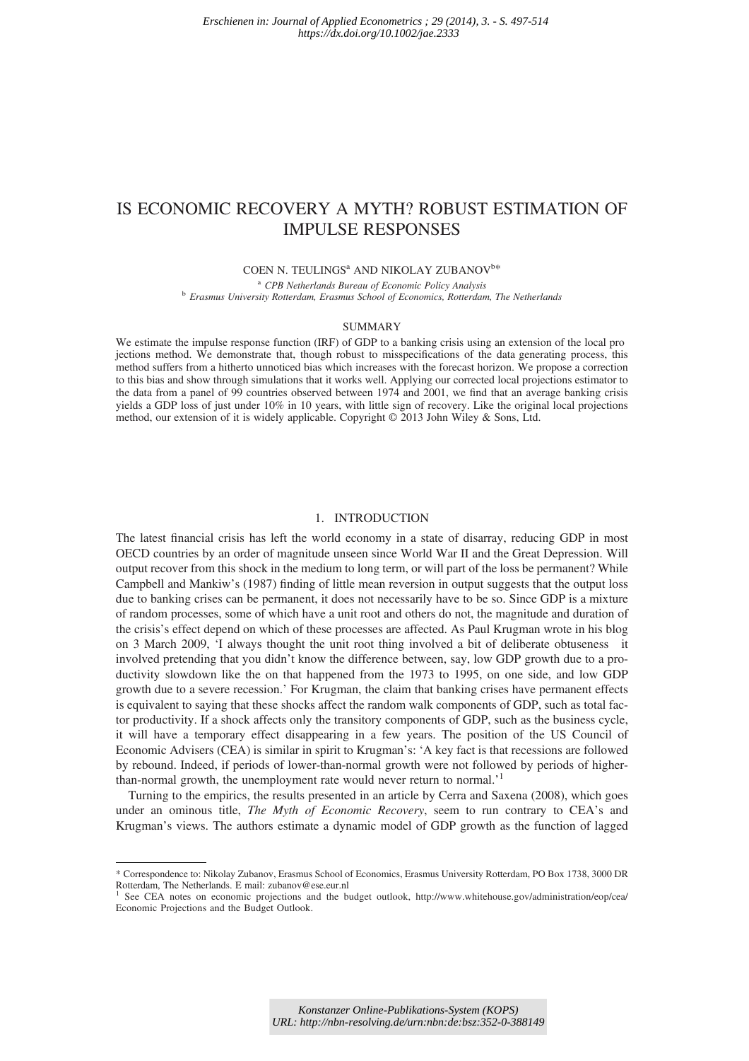*Erschienen in: Journal of Applied Econometrics ; 29 (2014), 3. - S. 497-514*
*https://dx.doi.org/10.1002/jae.2333*

# IS ECONOMIC RECOVERY A MYTH? ROBUST ESTIMATION OF IMPULSE RESPONSES

COEN N. TEULINGS[a] AND NIKOLAY ZUBANOV[b]*

[a] *CPB Netherlands Bureau of Economic Policy Analysis*
[b] *Erasmus University Rotterdam, Erasmus School of Economics, Rotterdam, The Netherlands*

## SUMMARY

We estimate the impulse response function (IRF) of GDP to a banking crisis using an extension of the local pro jections method. We demonstrate that, though robust to misspecifications of the data generating process, this method suffers from a hitherto unnoticed bias which increases with the forecast horizon. We propose a correction to this bias and show through simulations that it works well. Applying our corrected local projections estimator to the data from a panel of 99 countries observed between 1974 and 2001, we find that an average banking crisis yields a GDP loss of just under 10% in 10 years, with little sign of recovery. Like the original local projections method, our extension of it is widely applicable. Copyright © 2013 John Wiley & Sons, Ltd.

## 1. INTRODUCTION

The latest financial crisis has left the world economy in a state of disarray, reducing GDP in most OECD countries by an order of magnitude unseen since World War II and the Great Depression. Will output recover from this shock in the medium to long term, or will part of the loss be permanent? While Campbell and Mankiw's (1987) finding of little mean reversion in output suggests that the output loss due to banking crises can be permanent, it does not necessarily have to be so. Since GDP is a mixture of random processes, some of which have a unit root and others do not, the magnitude and duration of the crisis's effect depend on which of these processes are affected. As Paul Krugman wrote in his blog on 3 March 2009, 'I always thought the unit root thing involved a bit of deliberate obtuseness it involved pretending that you didn't know the difference between, say, low GDP growth due to a productivity slowdown like the on that happened from the 1973 to 1995, on one side, and low GDP growth due to a severe recession.' For Krugman, the claim that banking crises have permanent effects is equivalent to saying that these shocks affect the random walk components of GDP, such as total factor productivity. If a shock affects only the transitory components of GDP, such as the business cycle, it will have a temporary effect disappearing in a few years. The position of the US Council of Economic Advisers (CEA) is similar in spirit to Krugman's: 'A key fact is that recessions are followed by rebound. Indeed, if periods of lower-than-normal growth were not followed by periods of higher-than-normal growth, the unemployment rate would never return to normal.'[1]

Turning to the empirics, the results presented in an article by Cerra and Saxena (2008), which goes under an ominous title, *The Myth of Economic Recovery*, seem to run contrary to CEA's and Krugman's views. The authors estimate a dynamic model of GDP growth as the function of lagged

---

\* Correspondence to: Nikolay Zubanov, Erasmus School of Economics, Erasmus University Rotterdam, PO Box 1738, 3000 DR Rotterdam, The Netherlands. E mail: zubanov@ese.eur.nl

[1] See CEA notes on economic projections and the budget outlook, http://www.whitehouse.gov/administration/eop/cea/Economic Projections and the Budget Outlook.

*Konstanzer Online-Publikations-System (KOPS)*
*URL: http://nbn-resolving.de/urn:nbn:de:bsz:352-0-388149*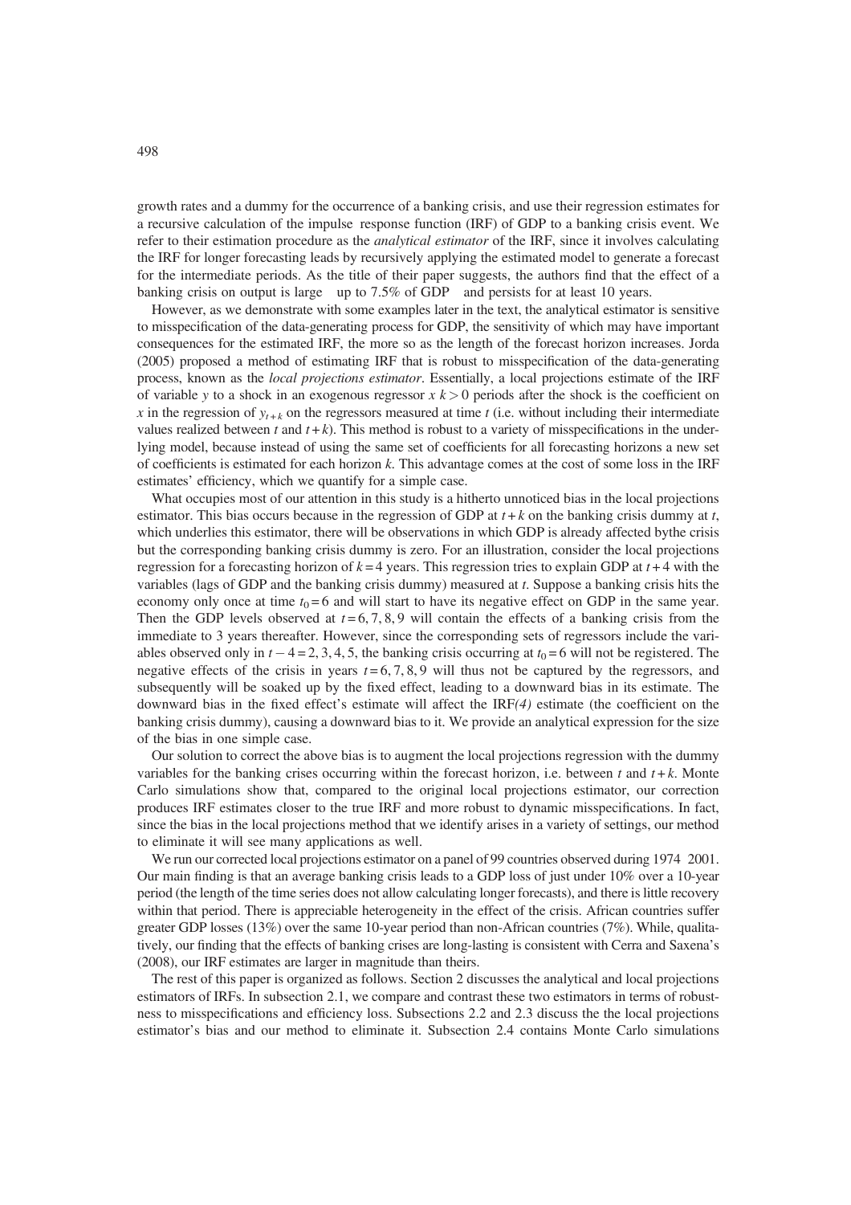growth rates and a dummy for the occurrence of a banking crisis, and use their regression estimates for a recursive calculation of the impulse response function (IRF) of GDP to a banking crisis event. We refer to their estimation procedure as the *analytical estimator* of the IRF, since it involves calculating the IRF for longer forecasting leads by recursively applying the estimated model to generate a forecast for the intermediate periods. As the title of their paper suggests, the authors find that the effect of a banking crisis on output is large up to 7.5% of GDP and persists for at least 10 years.

However, as we demonstrate with some examples later in the text, the analytical estimator is sensitive to misspecification of the data-generating process for GDP, the sensitivity of which may have important consequences for the estimated IRF, the more so as the length of the forecast horizon increases. Jorda (2005) proposed a method of estimating IRF that is robust to misspecification of the data-generating process, known as the *local projections estimator*. Essentially, a local projections estimate of the IRF of variable $y$ to a shock in an exogenous regressor $x$ $k > 0$ periods after the shock is the coefficient on $x$ in the regression of $y_{t+k}$ on the regressors measured at time $t$ (i.e. without including their intermediate values realized between $t$ and $t+k$). This method is robust to a variety of misspecifications in the underlying model, because instead of using the same set of coefficients for all forecasting horizons a new set of coefficients is estimated for each horizon $k$. This advantage comes at the cost of some loss in the IRF estimates' efficiency, which we quantify for a simple case.

What occupies most of our attention in this study is a hitherto unnoticed bias in the local projections estimator. This bias occurs because in the regression of GDP at $t+k$ on the banking crisis dummy at $t$, which underlies this estimator, there will be observations in which GDP is already affected bythe crisis but the corresponding banking crisis dummy is zero. For an illustration, consider the local projections regression for a forecasting horizon of $k = 4$ years. This regression tries to explain GDP at $t+4$ with the variables (lags of GDP and the banking crisis dummy) measured at $t$. Suppose a banking crisis hits the economy only once at time $t_0 = 6$ and will start to have its negative effect on GDP in the same year. Then the GDP levels observed at $t = 6, 7, 8, 9$ will contain the effects of a banking crisis from the immediate to 3 years thereafter. However, since the corresponding sets of regressors include the variables observed only in $t - 4 = 2, 3, 4, 5$, the banking crisis occurring at $t_0 = 6$ will not be registered. The negative effects of the crisis in years $t = 6, 7, 8, 9$ will thus not be captured by the regressors, and subsequently will be soaked up by the fixed effect, leading to a downward bias in its estimate. The downward bias in the fixed effect's estimate will affect the IRF*(4)* estimate (the coefficient on the banking crisis dummy), causing a downward bias to it. We provide an analytical expression for the size of the bias in one simple case.

Our solution to correct the above bias is to augment the local projections regression with the dummy variables for the banking crises occurring within the forecast horizon, i.e. between $t$ and $t+k$. Monte Carlo simulations show that, compared to the original local projections estimator, our correction produces IRF estimates closer to the true IRF and more robust to dynamic misspecifications. In fact, since the bias in the local projections method that we identify arises in a variety of settings, our method to eliminate it will see many applications as well.

We run our corrected local projections estimator on a panel of 99 countries observed during 1974 2001. Our main finding is that an average banking crisis leads to a GDP loss of just under 10% over a 10-year period (the length of the time series does not allow calculating longer forecasts), and there is little recovery within that period. There is appreciable heterogeneity in the effect of the crisis. African countries suffer greater GDP losses (13%) over the same 10-year period than non-African countries (7%). While, qualitatively, our finding that the effects of banking crises are long-lasting is consistent with Cerra and Saxena's (2008), our IRF estimates are larger in magnitude than theirs.

The rest of this paper is organized as follows. Section 2 discusses the analytical and local projections estimators of IRFs. In subsection 2.1, we compare and contrast these two estimators in terms of robustness to misspecifications and efficiency loss. Subsections 2.2 and 2.3 discuss the the local projections estimator's bias and our method to eliminate it. Subsection 2.4 contains Monte Carlo simulations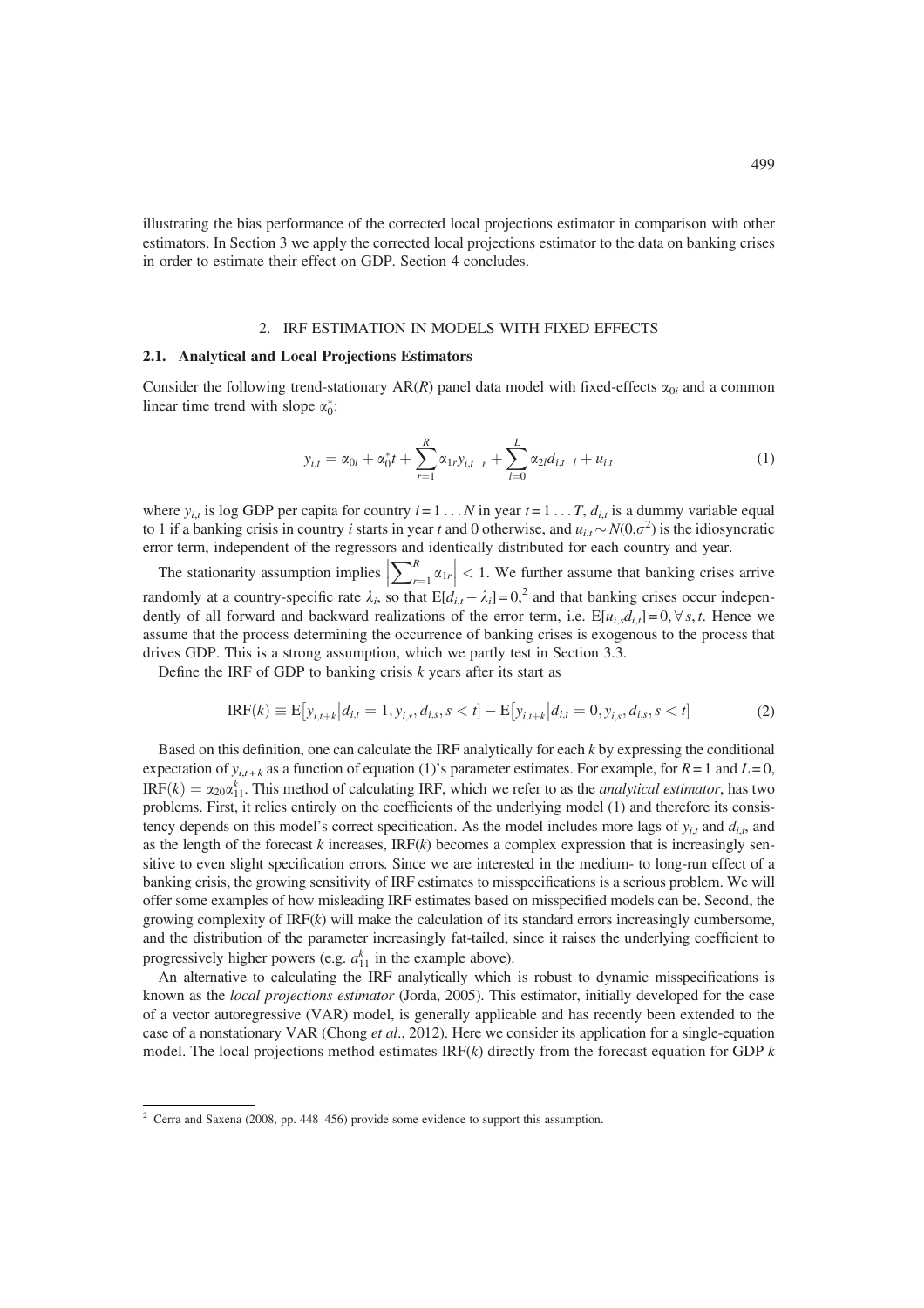illustrating the bias performance of the corrected local projections estimator in comparison with other estimators. In Section 3 we apply the corrected local projections estimator to the data on banking crises in order to estimate their effect on GDP. Section 4 concludes.

## 2. IRF ESTIMATION IN MODELS WITH FIXED EFFECTS

### 2.1. Analytical and Local Projections Estimators

Consider the following trend-stationary AR($R$) panel data model with fixed-effects $\alpha_{0i}$ and a common linear time trend with slope $\alpha_0^*$:

$$y_{i,t} = \alpha_{0i} + \alpha_0^* t + \sum_{r=1}^{R} \alpha_{1r} y_{i,t-r} + \sum_{l=0}^{L} \alpha_{2l} d_{i,t-l} + u_{i,t} \tag{1}$$

where $y_{i,t}$ is log GDP per capita for country $i = 1 \ldots N$ in year $t = 1 \ldots T$, $d_{i,t}$ is a dummy variable equal to 1 if a banking crisis in country $i$ starts in year $t$ and 0 otherwise, and $u_{i,t} \sim N(0,\sigma^2)$ is the idiosyncratic error term, independent of the regressors and identically distributed for each country and year.

The stationarity assumption implies $\left|\sum_{r=1}^{R} \alpha_{1r}\right| < 1$. We further assume that banking crises arrive randomly at a country-specific rate $\lambda_i$, so that $\mathrm{E}[d_{i,t} - \lambda_i] = 0$,[2] and that banking crises occur independently of all forward and backward realizations of the error term, i.e. $\mathrm{E}[u_{i,s} d_{i,t}] = 0, \forall s, t$. Hence we assume that the process determining the occurrence of banking crises is exogenous to the process that drives GDP. This is a strong assumption, which we partly test in Section 3.3.

Define the IRF of GDP to banking crisis $k$ years after its start as

$$\mathrm{IRF}(k) \equiv \mathrm{E}\left[y_{i,t+k} \middle| d_{i,t} = 1, y_{i,s}, d_{i,s}, s < t\right] - \mathrm{E}\left[y_{i,t+k} \middle| d_{i,t} = 0, y_{i,s}, d_{i,s}, s < t\right] \tag{2}$$

Based on this definition, one can calculate the IRF analytically for each $k$ by expressing the conditional expectation of $y_{i,t+k}$ as a function of equation (1)'s parameter estimates. For example, for $R = 1$ and $L = 0$, $\mathrm{IRF}(k) = \alpha_{20}\alpha_{11}^k$. This method of calculating IRF, which we refer to as the *analytical estimator*, has two problems. First, it relies entirely on the coefficients of the underlying model (1) and therefore its consistency depends on this model's correct specification. As the model includes more lags of $y_{i,t}$ and $d_{i,t}$, and as the length of the forecast $k$ increases, $\mathrm{IRF}(k)$ becomes a complex expression that is increasingly sensitive to even slight specification errors. Since we are interested in the medium- to long-run effect of a banking crisis, the growing sensitivity of IRF estimates to misspecifications is a serious problem. We will offer some examples of how misleading IRF estimates based on misspecified models can be. Second, the growing complexity of $\mathrm{IRF}(k)$ will make the calculation of its standard errors increasingly cumbersome, and the distribution of the parameter increasingly fat-tailed, since it raises the underlying coefficient to progressively higher powers (e.g. $a_{11}^k$ in the example above).

An alternative to calculating the IRF analytically which is robust to dynamic misspecifications is known as the *local projections estimator* (Jorda, 2005). This estimator, initially developed for the case of a vector autoregressive (VAR) model, is generally applicable and has recently been extended to the case of a nonstationary VAR (Chong *et al*., 2012). Here we consider its application for a single-equation model. The local projections method estimates $\mathrm{IRF}(k)$ directly from the forecast equation for GDP $k$

[2] Cerra and Saxena (2008, pp. 448–456) provide some evidence to support this assumption.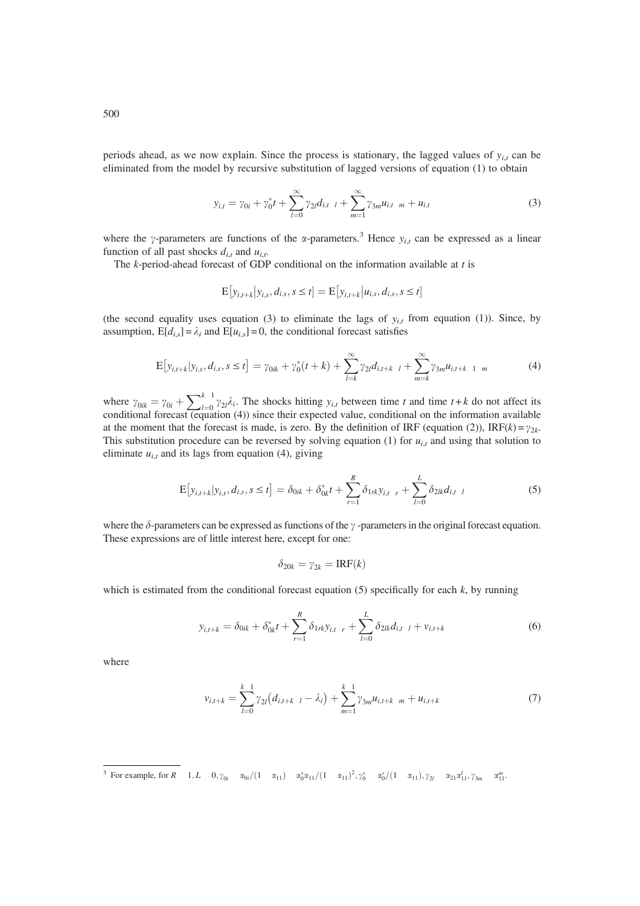periods ahead, as we now explain. Since the process is stationary, the lagged values of $y_{i,t}$ can be eliminated from the model by recursive substitution of lagged versions of equation (1) to obtain

$$y_{i,t} = \gamma_{0i} + \gamma_0^* t + \sum_{l=0}^{\infty} \gamma_{2l} d_{i,t-l} + \sum_{m=1}^{\infty} \gamma_{3m} u_{i,t-m} + u_{i,t} \tag{3}$$

where the $\gamma$-parameters are functions of the $\alpha$-parameters.[3] Hence $y_{i,t}$ can be expressed as a linear function of all past shocks $d_{i,t}$ and $u_{i,t}$.

The $k$-period-ahead forecast of GDP conditional on the information available at $t$ is

$$\mathrm{E}\left[y_{i,t+k} | y_{i,s}, d_{i,s}, s \leq t\right] = \mathrm{E}\left[y_{i,t+k} | u_{i,s}, d_{i,s}, s \leq t\right]$$

(the second equality uses equation (3) to eliminate the lags of $y_{i,t}$ from equation (1)). Since, by assumption, $\mathrm{E}[d_{i,s}] = \lambda_i$ and $\mathrm{E}[u_{i,s}] = 0$, the conditional forecast satisfies

$$\mathrm{E}\left[y_{i,t+k} | y_{i,s}, d_{i,s}, s \leq t\right] = \gamma_{0ik} + \gamma_0^*(t+k) + \sum_{l=k}^{\infty} \gamma_{2l} d_{i,t+k-l} + \sum_{m=k}^{\infty} \gamma_{3m} u_{i,t+k-1-m} \tag{4}$$

where $\gamma_{0ik} = \gamma_{0i} + \sum_{l=0}^{k-1} \gamma_{2l} \lambda_i$. The shocks hitting $y_{i,t}$ between time $t$ and time $t+k$ do not affect its conditional forecast (equation (4)) since their expected value, conditional on the information available at the moment that the forecast is made, is zero. By the definition of IRF (equation (2)), $\mathrm{IRF}(k) = \gamma_{2k}$. This substitution procedure can be reversed by solving equation (1) for $u_{i,t}$ and using that solution to eliminate $u_{i,t}$ and its lags from equation (4), giving

$$\mathrm{E}\left[y_{i,t+k} | y_{i,s}, d_{i,s}, s \leq t\right] = \delta_{0ik} + \delta_{0k}^* t + \sum_{r=1}^{R} \delta_{1rk} y_{i,t-r} + \sum_{l=0}^{L} \delta_{2lk} d_{i,t-l} \tag{5}$$

where the $\delta$-parameters can be expressed as functions of the $\gamma$-parameters in the original forecast equation. These expressions are of little interest here, except for one:

$$\delta_{20k} = \gamma_{2k} = \mathrm{IRF}(k)$$

which is estimated from the conditional forecast equation (5) specifically for each $k$, by running

$$y_{i,t+k} = \delta_{0ik} + \delta_{0k}^* t + \sum_{r=1}^{R} \delta_{1rk} y_{i,t-r} + \sum_{l=0}^{L} \delta_{2lk} d_{i,t-l} + v_{i,t+k} \tag{6}$$

where

$$v_{i,t+k} = \sum_{l=0}^{k-1} \gamma_{2l}\left(d_{i,t+k-l} - \lambda_i\right) + \sum_{m=1}^{k-1} \gamma_{3m} u_{i,t+k-m} + u_{i,t+k} \tag{7}$$

---

[3] For example, for $R = 1, L = 0, \gamma_{0i} = \alpha_{0i}/(1-\alpha_{11}) - \alpha_0^* \alpha_{11}/(1-\alpha_{11})^2, \gamma_0^* = \alpha_0^*/(1-\alpha_{11}), \gamma_{2l} = \alpha_{21}\alpha_{11}^l, \gamma_{3m} = \alpha_{11}^m$.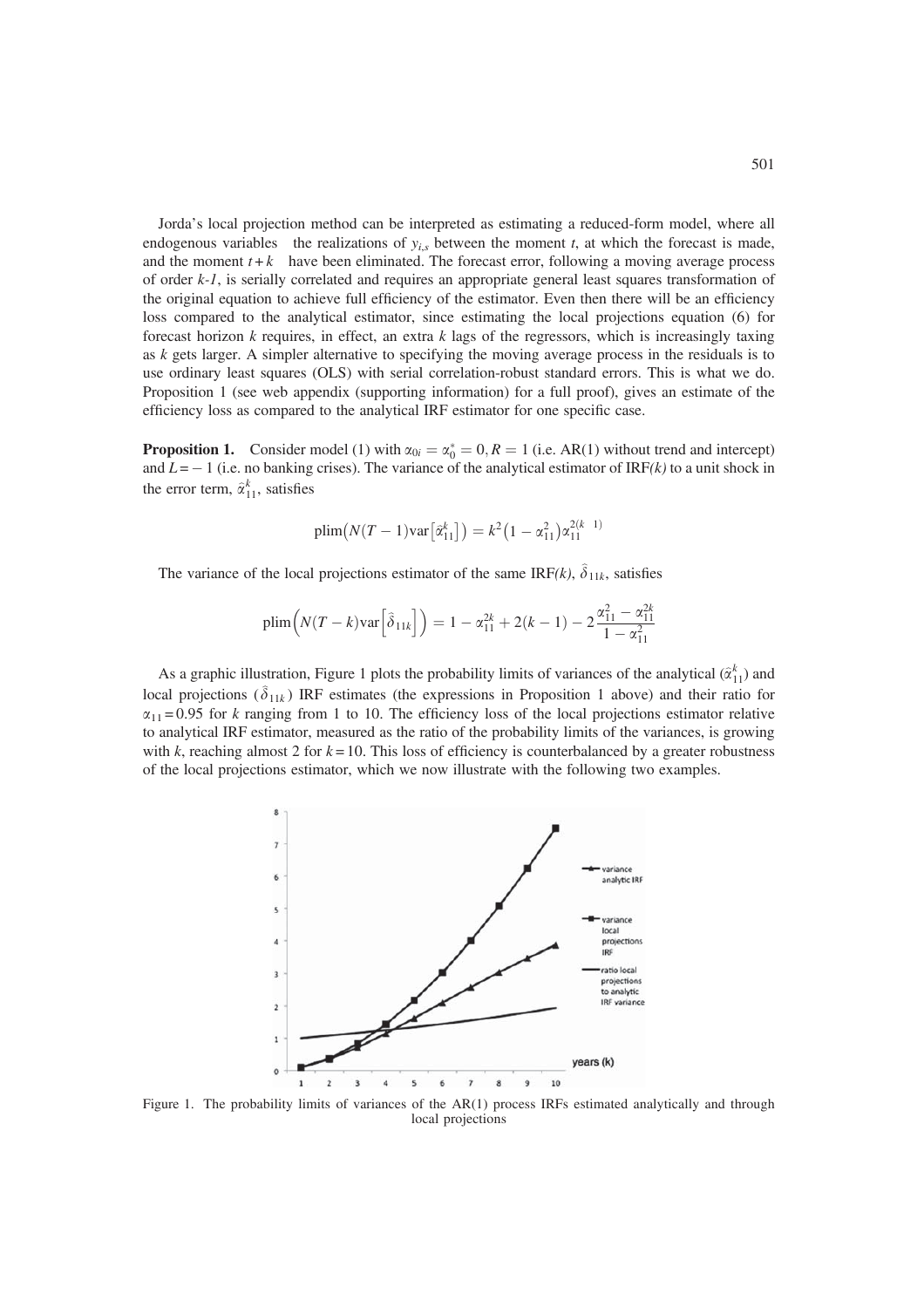Jorda's local projection method can be interpreted as estimating a reduced-form model, where all endogenous variables the realizations of $y_{i,s}$ between the moment $t$, at which the forecast is made, and the moment $t+k$ have been eliminated. The forecast error, following a moving average process of order $k$-$1$, is serially correlated and requires an appropriate general least squares transformation of the original equation to achieve full efficiency of the estimator. Even then there will be an efficiency loss compared to the analytical estimator, since estimating the local projections equation (6) for forecast horizon $k$ requires, in effect, an extra $k$ lags of the regressors, which is increasingly taxing as $k$ gets larger. A simpler alternative to specifying the moving average process in the residuals is to use ordinary least squares (OLS) with serial correlation-robust standard errors. This is what we do. Proposition 1 (see web appendix (supporting information) for a full proof), gives an estimate of the efficiency loss as compared to the analytical IRF estimator for one specific case.

**Proposition 1.** Consider model (1) with $\alpha_{0i} = \alpha_0^* = 0, R = 1$ (i.e. AR(1) without trend and intercept) and $L = -1$ (i.e. no banking crises). The variance of the analytical estimator of IRF*(k)* to a unit shock in the error term, $\hat{\alpha}_{11}^k$, satisfies

$$\text{plim}\left(N(T-1)\text{var}\left[\hat{\alpha}_{11}^k\right]\right) = k^2\left(1-\alpha_{11}^2\right)\alpha_{11}^{2(k-1)}$$

The variance of the local projections estimator of the same IRF*(k)*, $\hat{\delta}_{11k}$, satisfies

$$\text{plim}\left(N(T-k)\text{var}\left[\hat{\delta}_{11k}\right]\right) = 1-\alpha_{11}^{2k} + 2(k-1) - 2\frac{\alpha_{11}^2 - \alpha_{11}^{2k}}{1-\alpha_{11}^2}$$

As a graphic illustration, Figure 1 plots the probability limits of variances of the analytical ($\hat{\alpha}_{11}^k$) and local projections ($\hat{\delta}_{11k}$) IRF estimates (the expressions in Proposition 1 above) and their ratio for $\alpha_{11} = 0.95$ for $k$ ranging from 1 to 10. The efficiency loss of the local projections estimator relative to analytical IRF estimator, measured as the ratio of the probability limits of the variances, is growing with $k$, reaching almost 2 for $k = 10$. This loss of efficiency is counterbalanced by a greater robustness of the local projections estimator, which we now illustrate with the following two examples.

Figure 1. The probability limits of variances of the AR(1) process IRFs estimated analytically and through local projections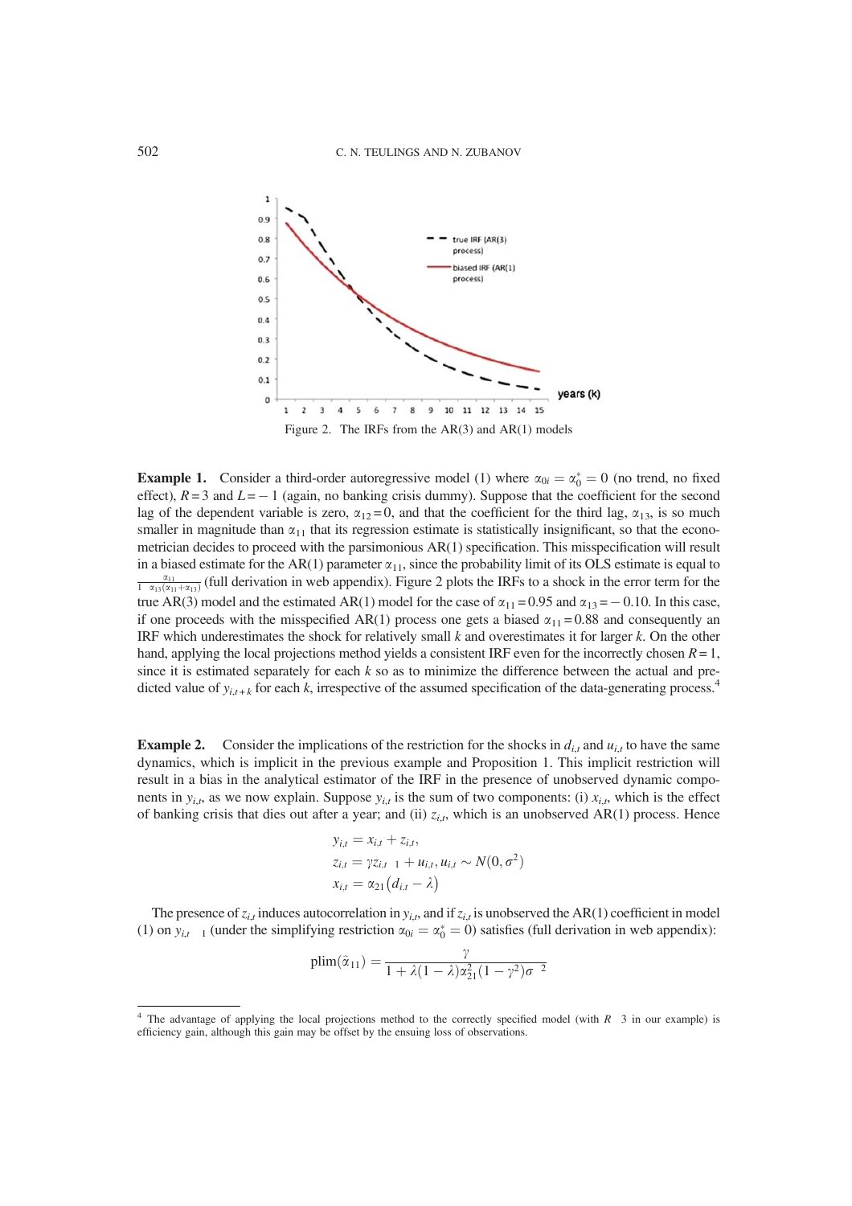Figure 2. The IRFs from the AR(3) and AR(1) models

**Example 1.** Consider a third-order autoregressive model (1) where $\alpha_{0i} = \alpha_0^* = 0$ (no trend, no fixed effect), $R = 3$ and $L = -1$ (again, no banking crisis dummy). Suppose that the coefficient for the second lag of the dependent variable is zero, $\alpha_{12} = 0$, and that the coefficient for the third lag, $\alpha_{13}$, is so much smaller in magnitude than $\alpha_{11}$ that its regression estimate is statistically insignificant, so that the econometrician decides to proceed with the parsimonious AR(1) specification. This misspecification will result in a biased estimate for the AR(1) parameter $\alpha_{11}$, since the probability limit of its OLS estimate is equal to $\frac{\alpha_{11}}{1-\alpha_{13}(\alpha_{11}+\alpha_{13})}$ (full derivation in web appendix). Figure 2 plots the IRFs to a shock in the error term for the true AR(3) model and the estimated AR(1) model for the case of $\alpha_{11} = 0.95$ and $\alpha_{13} = -0.10$. In this case, if one proceeds with the misspecified AR(1) process one gets a biased $\alpha_{11} = 0.88$ and consequently an IRF which underestimates the shock for relatively small $k$ and overestimates it for larger $k$. On the other hand, applying the local projections method yields a consistent IRF even for the incorrectly chosen $R = 1$, since it is estimated separately for each $k$ so as to minimize the difference between the actual and predicted value of $y_{i,t+k}$ for each $k$, irrespective of the assumed specification of the data-generating process.[4]

**Example 2.** Consider the implications of the restriction for the shocks in $d_{i,t}$ and $u_{i,t}$ to have the same dynamics, which is implicit in the previous example and Proposition 1. This implicit restriction will result in a bias in the analytical estimator of the IRF in the presence of unobserved dynamic components in $y_{i,t}$, as we now explain. Suppose $y_{i,t}$ is the sum of two components: (i) $x_{i,t}$, which is the effect of banking crisis that dies out after a year; and (ii) $z_{i,t}$, which is an unobserved AR(1) process. Hence

$$
\begin{aligned}
y_{i,t} &= x_{i,t} + z_{i,t}, \\
z_{i,t} &= \gamma z_{i,t-1} + u_{i,t}, u_{i,t} \sim N(0, \sigma^2) \\
x_{i,t} &= \alpha_{21}\left(d_{i,t} - \lambda\right)
\end{aligned}
$$

The presence of $z_{i,t}$ induces autocorrelation in $y_{i,t}$, and if $z_{i,t}$ is unobserved the AR(1) coefficient in model (1) on $y_{i,t-1}$ (under the simplifying restriction $\alpha_{0i} = \alpha_0^* = 0$) satisfies (full derivation in web appendix):

$$
\text{plim}(\hat{\alpha}_{11}) = \frac{\gamma}{1 + \lambda(1-\lambda)\alpha_{21}^2(1-\gamma^2)\sigma^{-2}}
$$

[4] The advantage of applying the local projections method to the correctly specified model (with $R = 3$ in our example) is efficiency gain, although this gain may be offset by the ensuing loss of observations.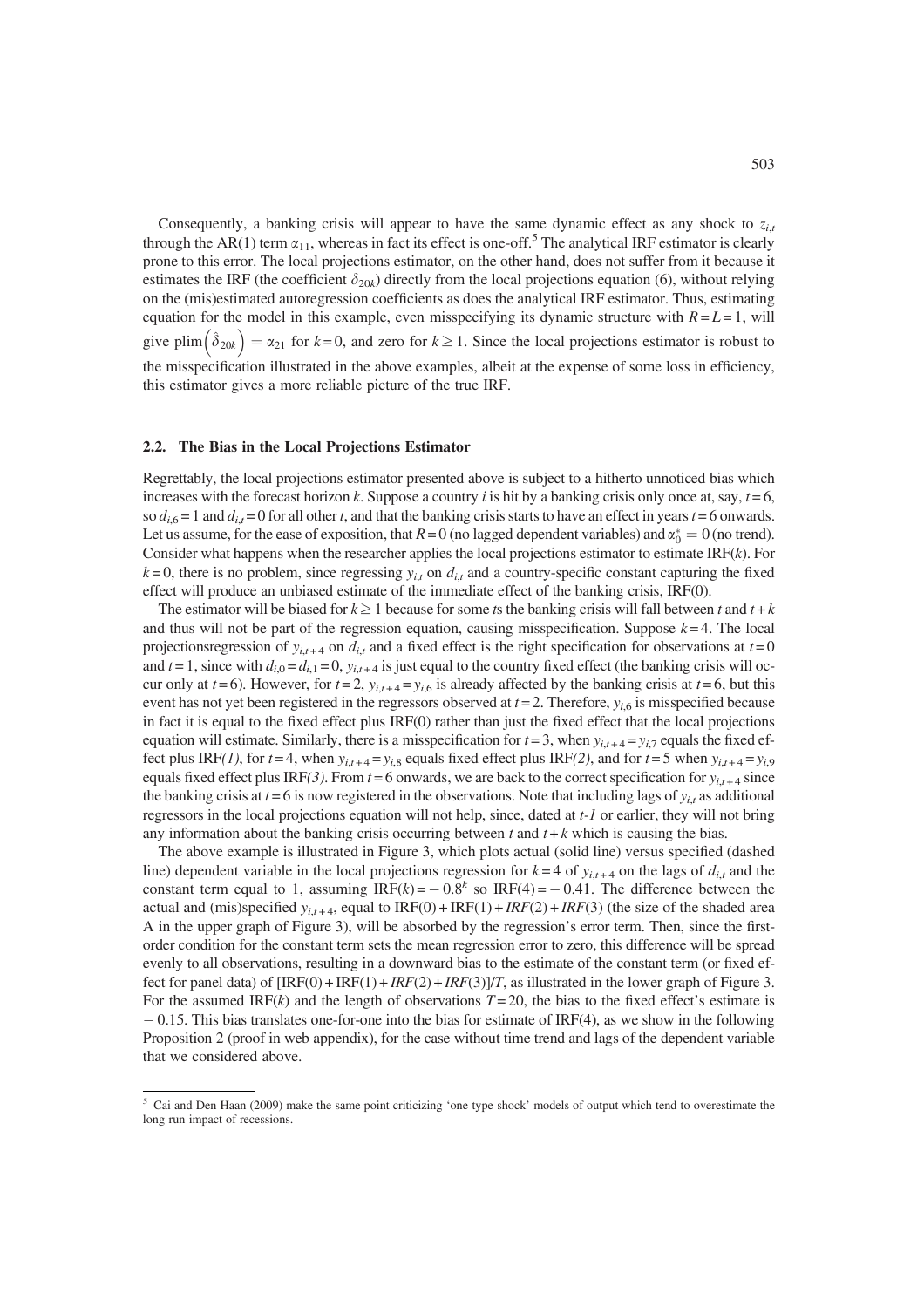Consequently, a banking crisis will appear to have the same dynamic effect as any shock to $z_{i,t}$ through the AR(1) term $\alpha_{11}$, whereas in fact its effect is one-off.[5] The analytical IRF estimator is clearly prone to this error. The local projections estimator, on the other hand, does not suffer from it because it estimates the IRF (the coefficient $\delta_{20k}$) directly from the local projections equation (6), without relying on the (mis)estimated autoregression coefficients as does the analytical IRF estimator. Thus, estimating equation for the model in this example, even misspecifying its dynamic structure with $R = L = 1$, will give $\text{plim}\left(\hat{\delta}_{20k}\right) = \alpha_{21}$ for $k = 0$, and zero for $k \geq 1$. Since the local projections estimator is robust to the misspecification illustrated in the above examples, albeit at the expense of some loss in efficiency, this estimator gives a more reliable picture of the true IRF.

### 2.2. The Bias in the Local Projections Estimator

Regrettably, the local projections estimator presented above is subject to a hitherto unnoticed bias which increases with the forecast horizon $k$. Suppose a country $i$ is hit by a banking crisis only once at, say, $t = 6$, so $d_{i,6} = 1$ and $d_{i,t} = 0$ for all other $t$, and that the banking crisis starts to have an effect in years $t = 6$ onwards. Let us assume, for the ease of exposition, that $R = 0$ (no lagged dependent variables) and $\alpha_0^* = 0$ (no trend). Consider what happens when the researcher applies the local projections estimator to estimate IRF($k$). For $k = 0$, there is no problem, since regressing $y_{i,t}$ on $d_{i,t}$ and a country-specific constant capturing the fixed effect will produce an unbiased estimate of the immediate effect of the banking crisis, IRF(0).

The estimator will be biased for $k \geq 1$ because for some $t$s the banking crisis will fall between $t$ and $t + k$ and thus will not be part of the regression equation, causing misspecification. Suppose $k = 4$. The local projectionsregression of $y_{i,t+4}$ on $d_{i,t}$ and a fixed effect is the right specification for observations at $t = 0$ and $t = 1$, since with $d_{i,0} = d_{i,1} = 0$, $y_{i,t+4}$ is just equal to the country fixed effect (the banking crisis will occur only at $t = 6$). However, for $t = 2$, $y_{i,t+4} = y_{i,6}$ is already affected by the banking crisis at $t = 6$, but this event has not yet been registered in the regressors observed at $t = 2$. Therefore, $y_{i,6}$ is misspecified because in fact it is equal to the fixed effect plus IRF(0) rather than just the fixed effect that the local projections equation will estimate. Similarly, there is a misspecification for $t = 3$, when $y_{i,t+4} = y_{i,7}$ equals the fixed effect plus IRF*(1)*, for $t = 4$, when $y_{i,t+4} = y_{i,8}$ equals fixed effect plus IRF*(2)*, and for $t = 5$ when $y_{i,t+4} = y_{i,9}$ equals fixed effect plus IRF*(3)*. From $t = 6$ onwards, we are back to the correct specification for $y_{i,t+4}$ since the banking crisis at $t = 6$ is now registered in the observations. Note that including lags of $y_{i,t}$ as additional regressors in the local projections equation will not help, since, dated at *t-1* or earlier, they will not bring any information about the banking crisis occurring between $t$ and $t + k$ which is causing the bias.

The above example is illustrated in Figure 3, which plots actual (solid line) versus specified (dashed line) dependent variable in the local projections regression for $k = 4$ of $y_{i,t+4}$ on the lags of $d_{i,t}$ and the constant term equal to 1, assuming $\text{IRF}(k) = -0.8^k$ so $\text{IRF}(4) = -0.41$. The difference between the actual and (mis)specified $y_{i,t+4}$, equal to IRF(0) + IRF(1) + *IRF*(2) + *IRF*(3) (the size of the shaded area A in the upper graph of Figure 3), will be absorbed by the regression's error term. Then, since the first-order condition for the constant term sets the mean regression error to zero, this difference will be spread evenly to all observations, resulting in a downward bias to the estimate of the constant term (or fixed effect for panel data) of [IRF(0) + IRF(1) + *IRF*(2) + *IRF*(3)]/*T*, as illustrated in the lower graph of Figure 3. For the assumed IRF($k$) and the length of observations $T = 20$, the bias to the fixed effect's estimate is $-0.15$. This bias translates one-for-one into the bias for estimate of IRF(4), as we show in the following Proposition 2 (proof in web appendix), for the case without time trend and lags of the dependent variable that we considered above.

---

[5] Cai and Den Haan (2009) make the same point criticizing 'one type shock' models of output which tend to overestimate the long run impact of recessions.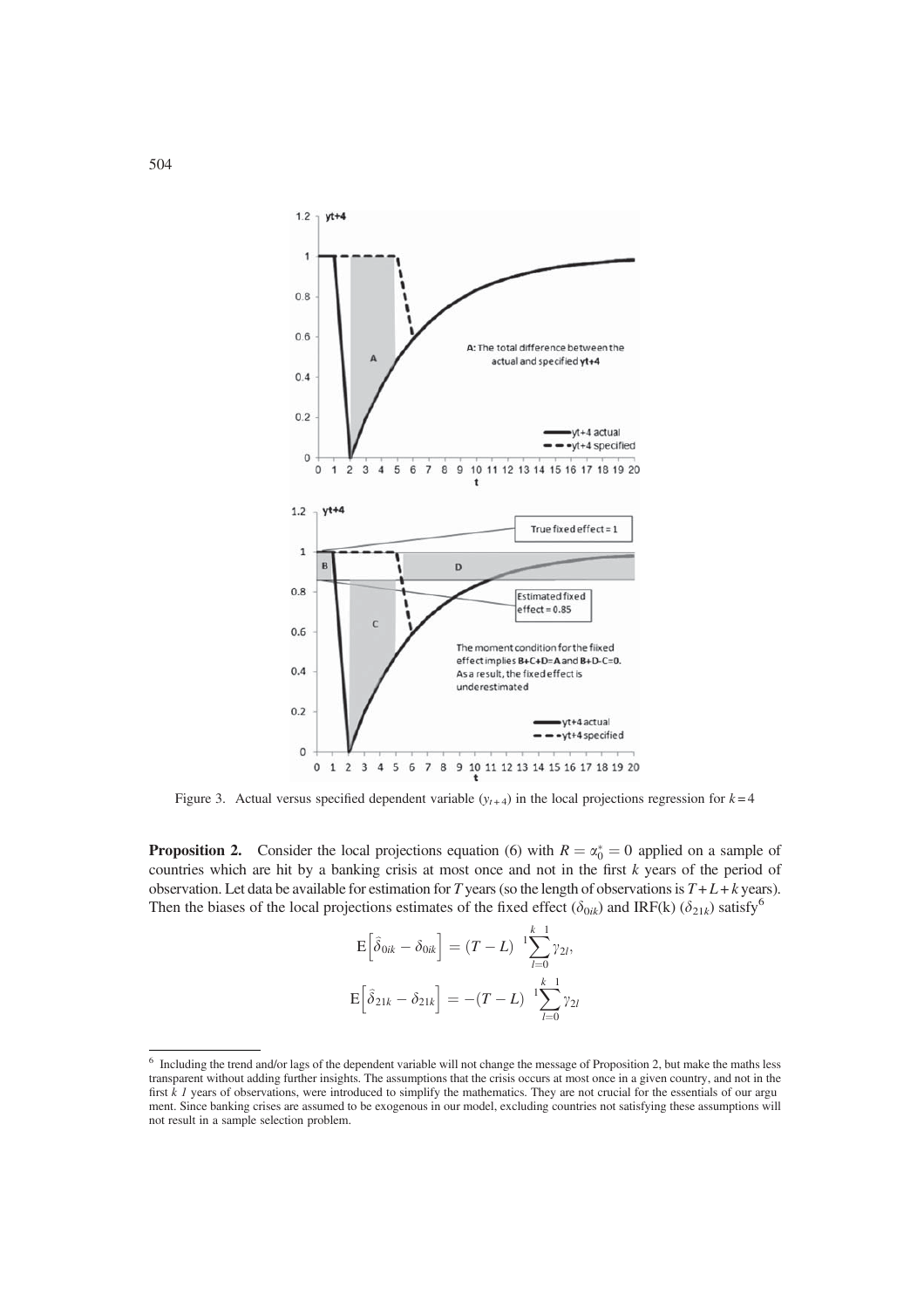Figure 3. Actual versus specified dependent variable ($y_{t+4}$) in the local projections regression for $k=4$

**Proposition 2.** Consider the local projections equation (6) with $R = \alpha_0^* = 0$ applied on a sample of countries which are hit by a banking crisis at most once and not in the first $k$ years of the period of observation. Let data be available for estimation for $T$ years (so the length of observations is $T+L+k$ years). Then the biases of the local projections estimates of the fixed effect ($\delta_{0ik}$) and IRF(k) ($\delta_{21k}$) satisfy[6]

$$\mathrm{E}\left[\hat{\delta}_{0ik} - \delta_{0ik}\right] = (T-L)^{-1}\sum_{l=0}^{k-1}\gamma_{2l},$$

$$\mathrm{E}\left[\hat{\delta}_{21k} - \delta_{21k}\right] = -(T-L)^{-1}\sum_{l=0}^{k-1}\gamma_{2l}$$

[6] Including the trend and/or lags of the dependent variable will not change the message of Proposition 2, but make the maths less transparent without adding further insights. The assumptions that the crisis occurs at most once in a given country, and not in the first $k-1$ years of observations, were introduced to simplify the mathematics. They are not crucial for the essentials of our argument. Since banking crises are assumed to be exogenous in our model, excluding countries not satisfying these assumptions will not result in a sample selection problem.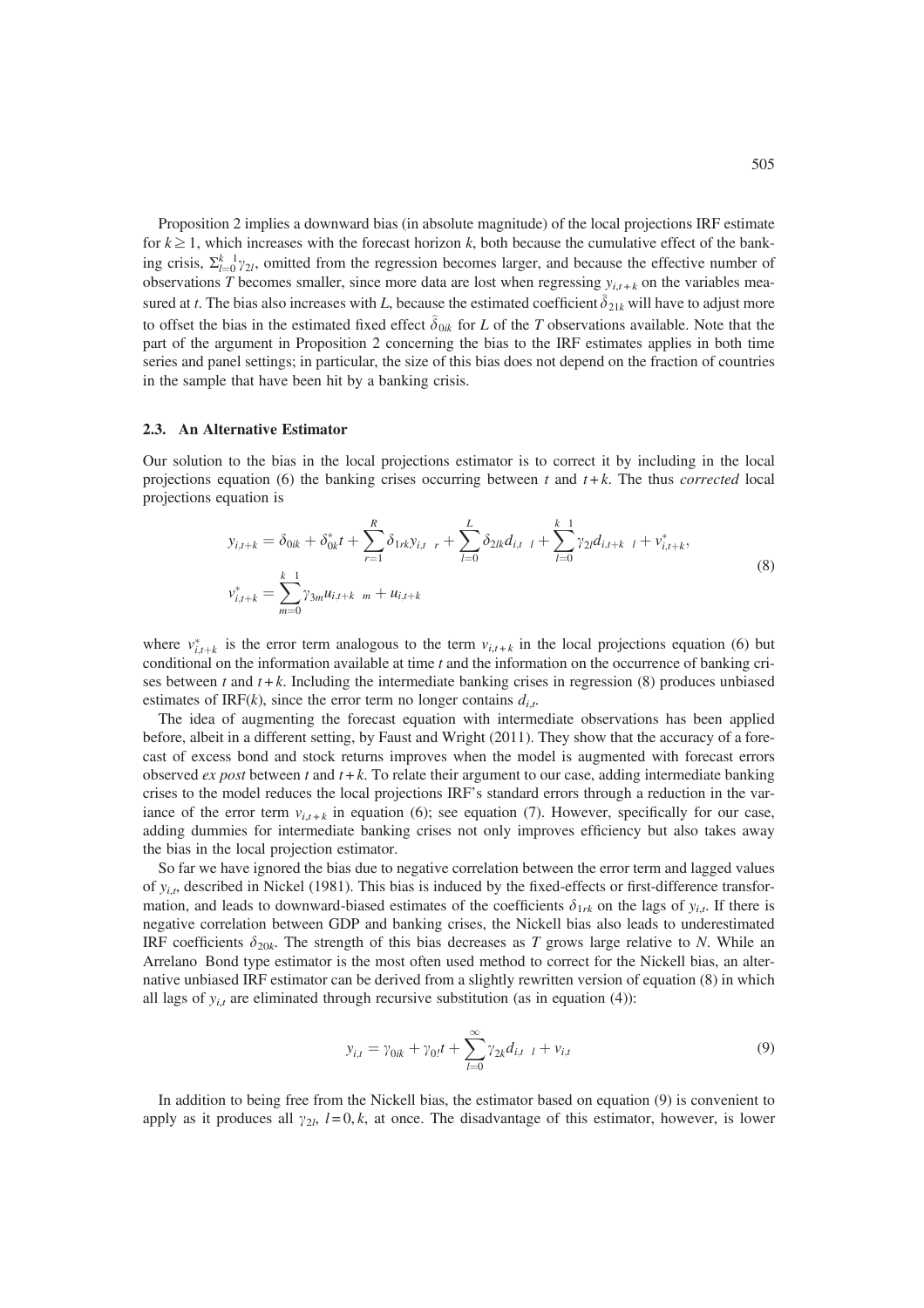Proposition 2 implies a downward bias (in absolute magnitude) of the local projections IRF estimate for $k \geq 1$, which increases with the forecast horizon $k$, both because the cumulative effect of the banking crisis, $\Sigma_{l=0}^{k-1}\gamma_{2l}$, omitted from the regression becomes larger, and because the effective number of observations $T$ becomes smaller, since more data are lost when regressing $y_{i,t+k}$ on the variables measured at $t$. The bias also increases with $L$, because the estimated coefficient $\hat{\delta}_{21k}$ will have to adjust more to offset the bias in the estimated fixed effect $\hat{\delta}_{0ik}$ for $L$ of the $T$ observations available. Note that the part of the argument in Proposition 2 concerning the bias to the IRF estimates applies in both time series and panel settings; in particular, the size of this bias does not depend on the fraction of countries in the sample that have been hit by a banking crisis.

### 2.3. An Alternative Estimator

Our solution to the bias in the local projections estimator is to correct it by including in the local projections equation (6) the banking crises occurring between $t$ and $t+k$. The thus *corrected* local projections equation is

$$
\begin{aligned}
y_{i,t+k} &= \delta_{0ik} + \delta_{0k}^{*}t + \sum_{r=1}^{R}\delta_{1rk}y_{i,t-r} + \sum_{l=0}^{L}\delta_{2lk}d_{i,t-l} + \sum_{l=0}^{k-1}\gamma_{2l}d_{i,t+k-l} + v_{i,t+k}^{*}, \\
v_{i,t+k}^{*} &= \sum_{m=0}^{k-1}\gamma_{3m}u_{i,t+k-m} + u_{i,t+k}
\end{aligned}
\tag{8}
$$

where $v_{i,t+k}^{*}$ is the error term analogous to the term $v_{i,t+k}$ in the local projections equation (6) but conditional on the information available at time $t$ and the information on the occurrence of banking crises between $t$ and $t+k$. Including the intermediate banking crises in regression (8) produces unbiased estimates of IRF($k$), since the error term no longer contains $d_{i,t}$.

The idea of augmenting the forecast equation with intermediate observations has been applied before, albeit in a different setting, by Faust and Wright (2011). They show that the accuracy of a forecast of excess bond and stock returns improves when the model is augmented with forecast errors observed *ex post* between $t$ and $t+k$. To relate their argument to our case, adding intermediate banking crises to the model reduces the local projections IRF's standard errors through a reduction in the variance of the error term $v_{i,t+k}$ in equation (6); see equation (7). However, specifically for our case, adding dummies for intermediate banking crises not only improves efficiency but also takes away the bias in the local projection estimator.

So far we have ignored the bias due to negative correlation between the error term and lagged values of $y_{i,t}$, described in Nickel (1981). This bias is induced by the fixed-effects or first-difference transformation, and leads to downward-biased estimates of the coefficients $\delta_{1rk}$ on the lags of $y_{i,t}$. If there is negative correlation between GDP and banking crises, the Nickell bias also leads to underestimated IRF coefficients $\delta_{20k}$. The strength of this bias decreases as $T$ grows large relative to $N$. While an Arrelano Bond type estimator is the most often used method to correct for the Nickell bias, an alternative unbiased IRF estimator can be derived from a slightly rewritten version of equation (8) in which all lags of $y_{i,t}$ are eliminated through recursive substitution (as in equation (4)):

$$
y_{i,t} = \gamma_{0ik} + \gamma_{0l}t + \sum_{l=0}^{\infty}\gamma_{2k}d_{i,t-l} + v_{i,t}
\tag{9}
$$

In addition to being free from the Nickell bias, the estimator based on equation (9) is convenient to apply as it produces all $\gamma_{2l}$, $l=0,k$, at once. The disadvantage of this estimator, however, is lower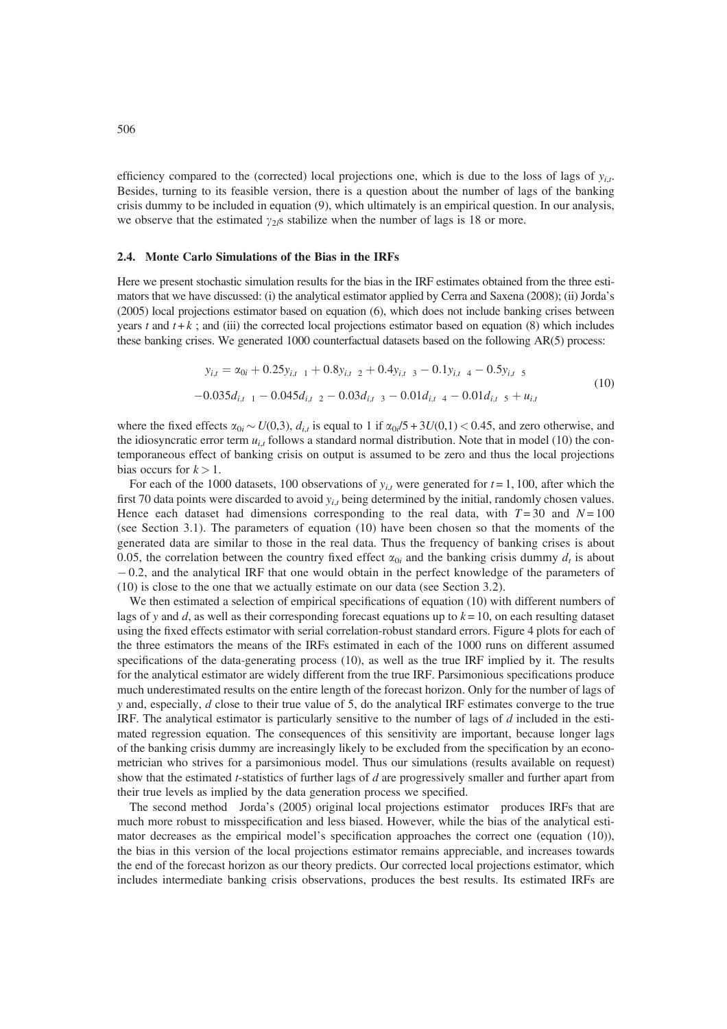efficiency compared to the (corrected) local projections one, which is due to the loss of lags of $y_{i,t}$. Besides, turning to its feasible version, there is a question about the number of lags of the banking crisis dummy to be included in equation (9), which ultimately is an empirical question. In our analysis, we observe that the estimated $\gamma_{2l}$s stabilize when the number of lags is 18 or more.

### 2.4. Monte Carlo Simulations of the Bias in the IRFs

Here we present stochastic simulation results for the bias in the IRF estimates obtained from the three estimators that we have discussed: (i) the analytical estimator applied by Cerra and Saxena (2008); (ii) Jorda's (2005) local projections estimator based on equation (6), which does not include banking crises between years $t$ and $t+k$ ; and (iii) the corrected local projections estimator based on equation (8) which includes these banking crises. We generated 1000 counterfactual datasets based on the following AR(5) process:

$$
\begin{aligned}
y_{i,t} &= \alpha_{0i} + 0.25y_{i,t-1} + 0.8y_{i,t-2} + 0.4y_{i,t-3} - 0.1y_{i,t-4} - 0.5y_{i,t-5} \\
&- 0.035d_{i,t-1} - 0.045d_{i,t-2} - 0.03d_{i,t-3} - 0.01d_{i,t-4} - 0.01d_{i,t-5} + u_{i,t}
\end{aligned}
\tag{10}
$$

where the fixed effects $\alpha_{0i} \sim U(0,3)$, $d_{i,t}$ is equal to 1 if $\alpha_{0i}/5 + 3U(0,1) < 0.45$, and zero otherwise, and the idiosyncratic error term $u_{i,t}$ follows a standard normal distribution. Note that in model (10) the contemporaneous effect of banking crisis on output is assumed to be zero and thus the local projections bias occurs for $k > 1$.

For each of the 1000 datasets, 100 observations of $y_{i,t}$ were generated for $t = 1, 100$, after which the first 70 data points were discarded to avoid $y_{i,t}$ being determined by the initial, randomly chosen values. Hence each dataset had dimensions corresponding to the real data, with $T = 30$ and $N = 100$ (see Section 3.1). The parameters of equation (10) have been chosen so that the moments of the generated data are similar to those in the real data. Thus the frequency of banking crises is about 0.05, the correlation between the country fixed effect $\alpha_{0i}$ and the banking crisis dummy $d_t$ is about $-0.2$, and the analytical IRF that one would obtain in the perfect knowledge of the parameters of (10) is close to the one that we actually estimate on our data (see Section 3.2).

We then estimated a selection of empirical specifications of equation (10) with different numbers of lags of $y$ and $d$, as well as their corresponding forecast equations up to $k = 10$, on each resulting dataset using the fixed effects estimator with serial correlation-robust standard errors. Figure 4 plots for each of the three estimators the means of the IRFs estimated in each of the 1000 runs on different assumed specifications of the data-generating process (10), as well as the true IRF implied by it. The results for the analytical estimator are widely different from the true IRF. Parsimonious specifications produce much underestimated results on the entire length of the forecast horizon. Only for the number of lags of $y$ and, especially, $d$ close to their true value of 5, do the analytical IRF estimates converge to the true IRF. The analytical estimator is particularly sensitive to the number of lags of $d$ included in the estimated regression equation. The consequences of this sensitivity are important, because longer lags of the banking crisis dummy are increasingly likely to be excluded from the specification by an econometrician who strives for a parsimonious model. Thus our simulations (results available on request) show that the estimated $t$-statistics of further lags of $d$ are progressively smaller and further apart from their true levels as implied by the data generation process we specified.

The second method – Jorda's (2005) original local projections estimator – produces IRFs that are much more robust to misspecification and less biased. However, while the bias of the analytical estimator decreases as the empirical model's specification approaches the correct one (equation (10)), the bias in this version of the local projections estimator remains appreciable, and increases towards the end of the forecast horizon as our theory predicts. Our corrected local projections estimator, which includes intermediate banking crisis observations, produces the best results. Its estimated IRFs are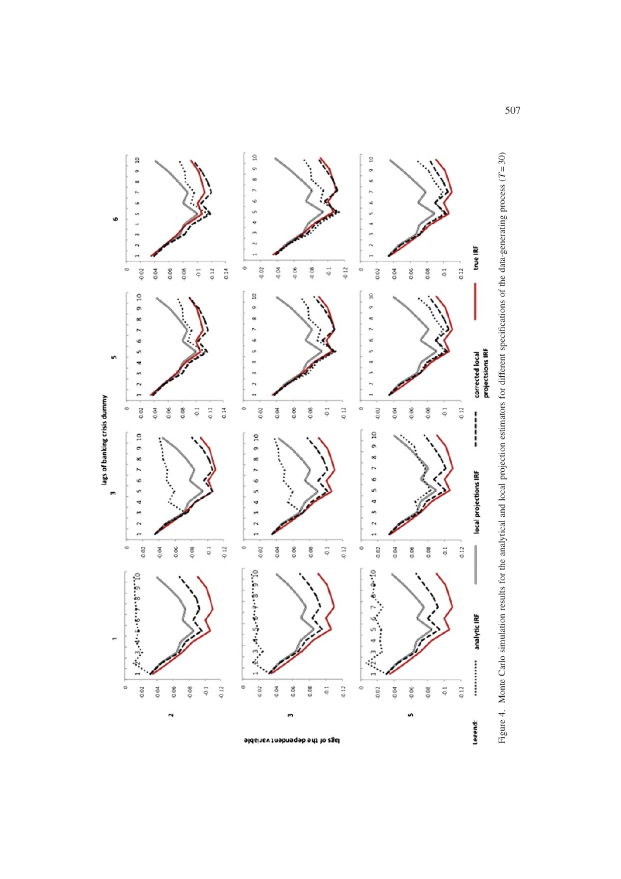Figure 4. Monte Carlo simulation results for the analytical and local projection estimators for different specifications of the data-generating process ($T = 30$)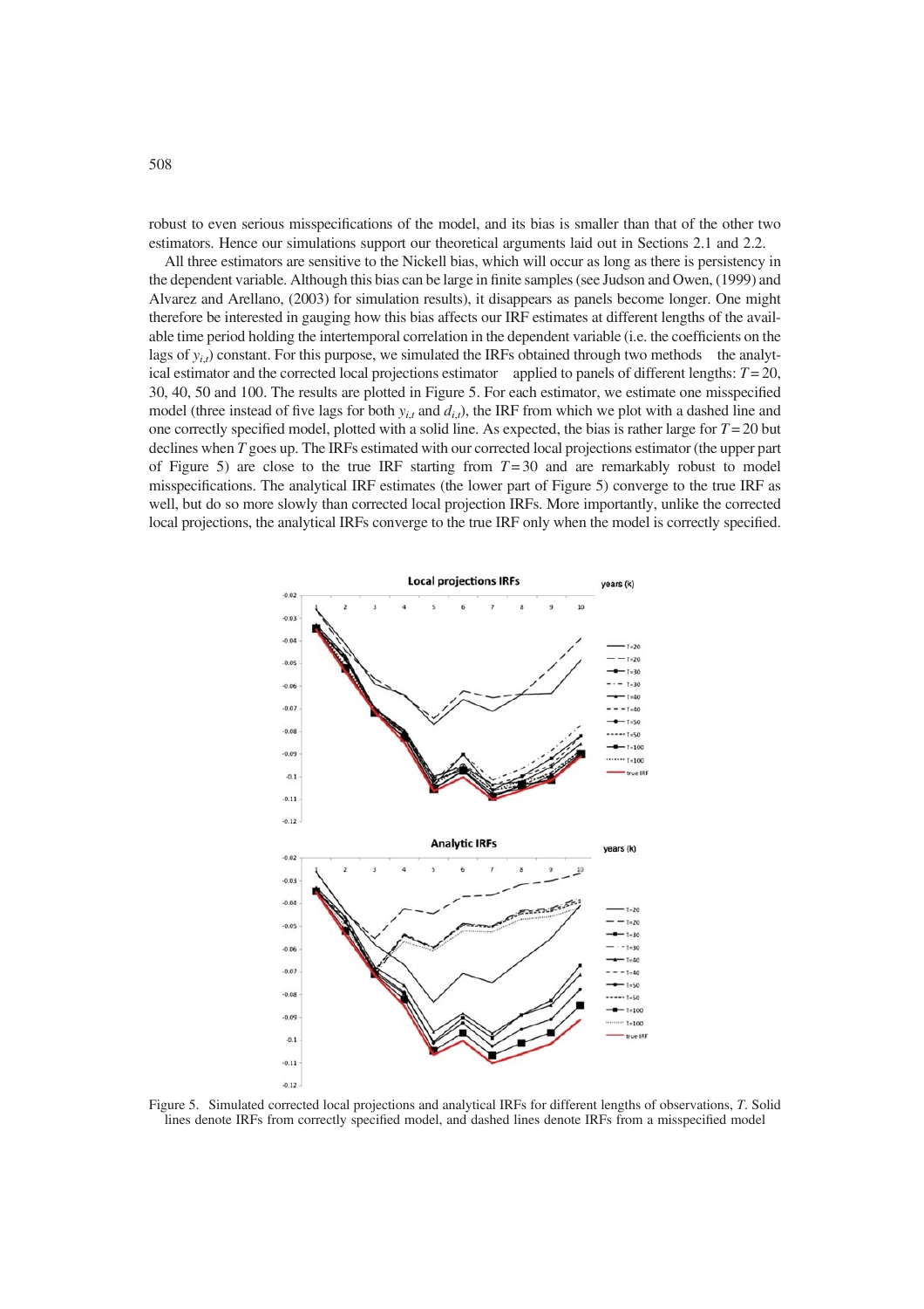robust to even serious misspecifications of the model, and its bias is smaller than that of the other two estimators. Hence our simulations support our theoretical arguments laid out in Sections 2.1 and 2.2.

All three estimators are sensitive to the Nickell bias, which will occur as long as there is persistency in the dependent variable. Although this bias can be large in finite samples (see Judson and Owen, (1999) and Alvarez and Arellano, (2003) for simulation results), it disappears as panels become longer. One might therefore be interested in gauging how this bias affects our IRF estimates at different lengths of the available time period holding the intertemporal correlation in the dependent variable (i.e. the coefficients on the lags of $y_{i,t}$) constant. For this purpose, we simulated the IRFs obtained through two methods the analytical estimator and the corrected local projections estimator applied to panels of different lengths: $T = 20$, 30, 40, 50 and 100. The results are plotted in Figure 5. For each estimator, we estimate one misspecified model (three instead of five lags for both $y_{i,t}$ and $d_{i,t}$), the IRF from which we plot with a dashed line and one correctly specified model, plotted with a solid line. As expected, the bias is rather large for $T = 20$ but declines when $T$ goes up. The IRFs estimated with our corrected local projections estimator (the upper part of Figure 5) are close to the true IRF starting from $T = 30$ and are remarkably robust to model misspecifications. The analytical IRF estimates (the lower part of Figure 5) converge to the true IRF as well, but do so more slowly than corrected local projection IRFs. More importantly, unlike the corrected local projections, the analytical IRFs converge to the true IRF only when the model is correctly specified.

Figure 5. Simulated corrected local projections and analytical IRFs for different lengths of observations, $T$. Solid lines denote IRFs from correctly specified model, and dashed lines denote IRFs from a misspecified model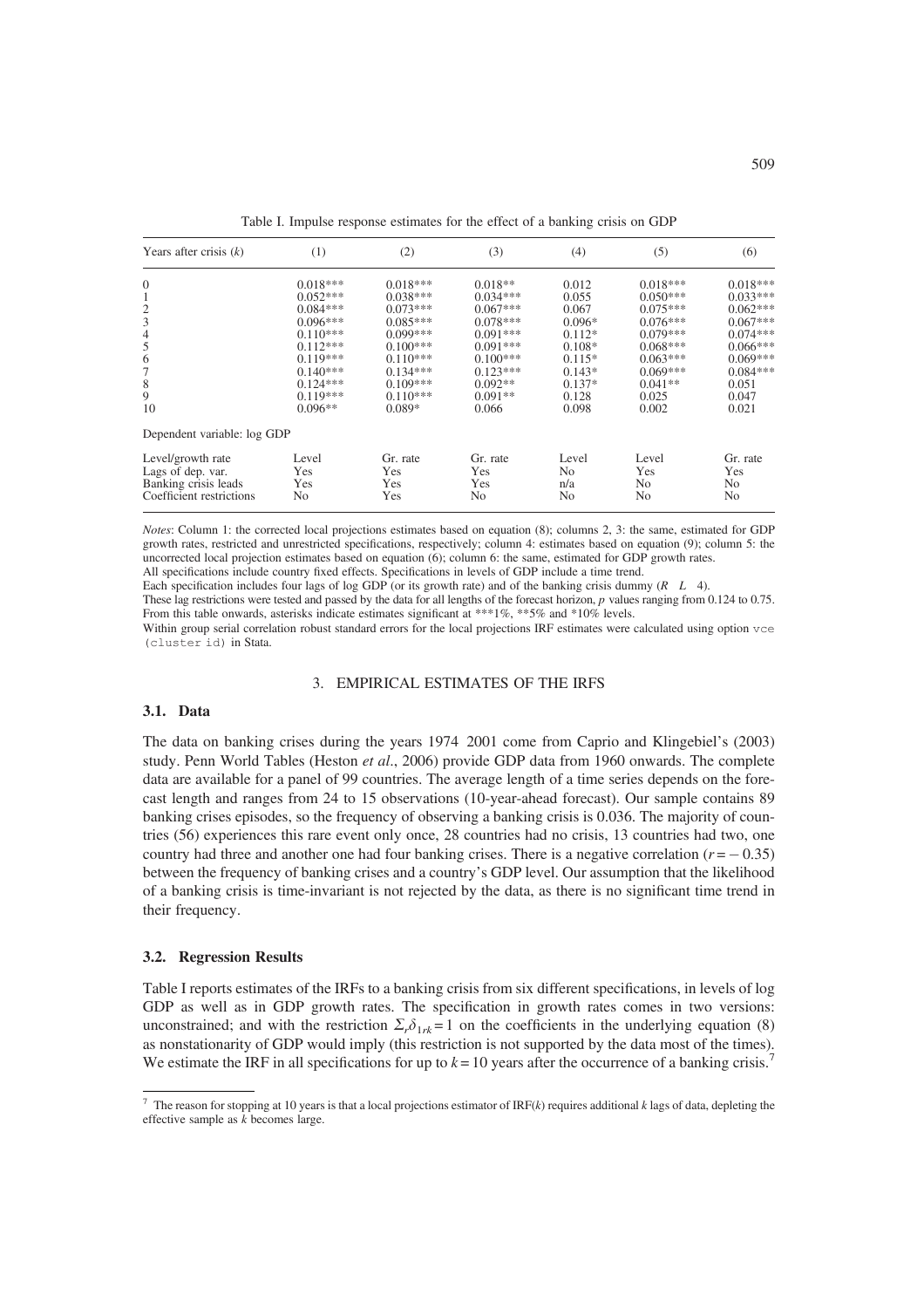Table I. Impulse response estimates for the effect of a banking crisis on GDP

| Years after crisis ($k$) | (1) | (2) | (3) | (4) | (5) | (6) |
|---|---|---|---|---|---|---|
| 0 | 0.018*** | 0.018*** | 0.018** | 0.012 | 0.018*** | 0.018*** |
| 1 | 0.052*** | 0.038*** | 0.034*** | 0.055 | 0.050*** | 0.033*** |
| 2 | 0.084*** | 0.073*** | 0.067*** | 0.067 | 0.075*** | 0.062*** |
| 3 | 0.096*** | 0.085*** | 0.078*** | 0.096* | 0.076*** | 0.067*** |
| 4 | 0.110*** | 0.099*** | 0.091*** | 0.112* | 0.079*** | 0.074*** |
| 5 | 0.112*** | 0.100*** | 0.091*** | 0.108* | 0.068*** | 0.066*** |
| 6 | 0.119*** | 0.110*** | 0.100*** | 0.115* | 0.063*** | 0.069*** |
| 7 | 0.140*** | 0.134*** | 0.123*** | 0.143* | 0.069*** | 0.084*** |
| 8 | 0.124*** | 0.109*** | 0.092** | 0.137* | 0.041** | 0.051 |
| 9 | 0.119*** | 0.110*** | 0.091** | 0.128 | 0.025 | 0.047 |
| 10 | 0.096** | 0.089* | 0.066 | 0.098 | 0.002 | 0.021 |
| Dependent variable: log GDP | | | | | | |
| Level/growth rate | Level | Gr. rate | Gr. rate | Level | Level | Gr. rate |
| Lags of dep. var. | Yes | Yes | Yes | No | Yes | Yes |
| Banking crisis leads | Yes | Yes | Yes | n/a | No | No |
| Coefficient restrictions | No | Yes | No | No | No | No |

*Notes*: Column 1: the corrected local projections estimates based on equation (8); columns 2, 3: the same, estimated for GDP growth rates, restricted and unrestricted specifications, respectively; column 4: estimates based on equation (9); column 5: the uncorrected local projection estimates based on equation (6); column 6: the same, estimated for GDP growth rates.
All specifications include country fixed effects. Specifications in levels of GDP include a time trend.
Each specification includes four lags of log GDP (or its growth rate) and of the banking crisis dummy ($R = L = 4$).
These lag restrictions were tested and passed by the data for all lengths of the forecast horizon, $p$ values ranging from 0.124 to 0.75.
From this table onwards, asterisks indicate estimates significant at ***1%, **5% and *10% levels.
Within group serial correlation robust standard errors for the local projections IRF estimates were calculated using option `vce (cluster id)` in Stata.

## 3. EMPIRICAL ESTIMATES OF THE IRFS

### 3.1. Data

The data on banking crises during the years 1974–2001 come from Caprio and Klingebiel's (2003) study. Penn World Tables (Heston *et al*., 2006) provide GDP data from 1960 onwards. The complete data are available for a panel of 99 countries. The average length of a time series depends on the forecast length and ranges from 24 to 15 observations (10-year-ahead forecast). Our sample contains 89 banking crises episodes, so the frequency of observing a banking crisis is 0.036. The majority of countries (56) experiences this rare event only once, 28 countries had no crisis, 13 countries had two, one country had three and another one had four banking crises. There is a negative correlation ($r = -0.35$) between the frequency of banking crises and a country's GDP level. Our assumption that the likelihood of a banking crisis is time-invariant is not rejected by the data, as there is no significant time trend in their frequency.

### 3.2. Regression Results

Table I reports estimates of the IRFs to a banking crisis from six different specifications, in levels of log GDP as well as in GDP growth rates. The specification in growth rates comes in two versions: unconstrained; and with the restriction $\Sigma_r \delta_{1rk} = 1$ on the coefficients in the underlying equation (8) as nonstationarity of GDP would imply (this restriction is not supported by the data most of the times). We estimate the IRF in all specifications for up to $k = 10$ years after the occurrence of a banking crisis.[7]

[7] The reason for stopping at 10 years is that a local projections estimator of IRF($k$) requires additional $k$ lags of data, depleting the effective sample as $k$ becomes large.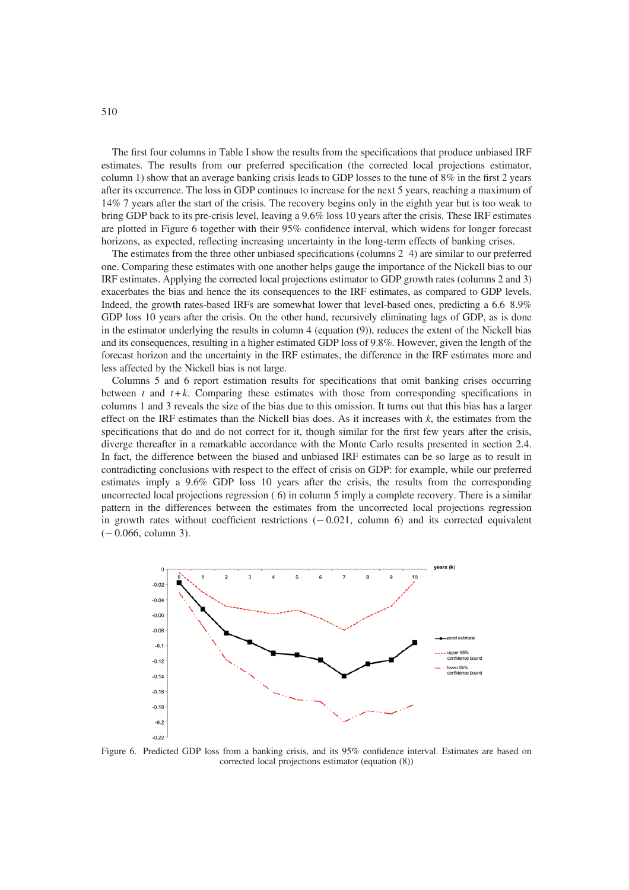The first four columns in Table I show the results from the specifications that produce unbiased IRF estimates. The results from our preferred specification (the corrected local projections estimator, column 1) show that an average banking crisis leads to GDP losses to the tune of 8% in the first 2 years after its occurrence. The loss in GDP continues to increase for the next 5 years, reaching a maximum of 14% 7 years after the start of the crisis. The recovery begins only in the eighth year but is too weak to bring GDP back to its pre-crisis level, leaving a 9.6% loss 10 years after the crisis. These IRF estimates are plotted in Figure 6 together with their 95% confidence interval, which widens for longer forecast horizons, as expected, reflecting increasing uncertainty in the long-term effects of banking crises.

The estimates from the three other unbiased specifications (columns 2 4) are similar to our preferred one. Comparing these estimates with one another helps gauge the importance of the Nickell bias to our IRF estimates. Applying the corrected local projections estimator to GDP growth rates (columns 2 and 3) exacerbates the bias and hence the its consequences to the IRF estimates, as compared to GDP levels. Indeed, the growth rates-based IRFs are somewhat lower that level-based ones, predicting a 6.6 8.9% GDP loss 10 years after the crisis. On the other hand, recursively eliminating lags of GDP, as is done in the estimator underlying the results in column 4 (equation (9)), reduces the extent of the Nickell bias and its consequences, resulting in a higher estimated GDP loss of 9.8%. However, given the length of the forecast horizon and the uncertainty in the IRF estimates, the difference in the IRF estimates more and less affected by the Nickell bias is not large.

Columns 5 and 6 report estimation results for specifications that omit banking crises occurring between $t$ and $t+k$. Comparing these estimates with those from corresponding specifications in columns 1 and 3 reveals the size of the bias due to this omission. It turns out that this bias has a larger effect on the IRF estimates than the Nickell bias does. As it increases with $k$, the estimates from the specifications that do and do not correct for it, though similar for the first few years after the crisis, diverge thereafter in a remarkable accordance with the Monte Carlo results presented in section 2.4. In fact, the difference between the biased and unbiased IRF estimates can be so large as to result in contradicting conclusions with respect to the effect of crisis on GDP: for example, while our preferred estimates imply a 9.6% GDP loss 10 years after the crisis, the results from the corresponding uncorrected local projections regression ( 6) in column 5 imply a complete recovery. There is a similar pattern in the differences between the estimates from the uncorrected local projections regression in growth rates without coefficient restrictions ($-0.021$, column 6) and its corrected equivalent ($-0.066$, column 3).

Figure 6. Predicted GDP loss from a banking crisis, and its 95% confidence interval. Estimates are based on corrected local projections estimator (equation (8))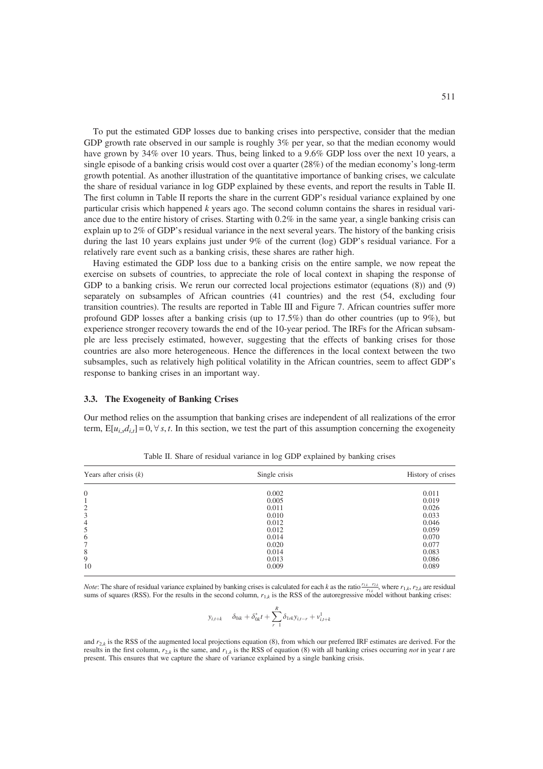To put the estimated GDP losses due to banking crises into perspective, consider that the median GDP growth rate observed in our sample is roughly 3% per year, so that the median economy would have grown by 34% over 10 years. Thus, being linked to a 9.6% GDP loss over the next 10 years, a single episode of a banking crisis would cost over a quarter (28%) of the median economy's long-term growth potential. As another illustration of the quantitative importance of banking crises, we calculate the share of residual variance in log GDP explained by these events, and report the results in Table II. The first column in Table II reports the share in the current GDP's residual variance explained by one particular crisis which happened $k$ years ago. The second column contains the shares in residual variance due to the entire history of crises. Starting with 0.2% in the same year, a single banking crisis can explain up to 2% of GDP's residual variance in the next several years. The history of the banking crisis during the last 10 years explains just under 9% of the current (log) GDP's residual variance. For a relatively rare event such as a banking crisis, these shares are rather high.

Having estimated the GDP loss due to a banking crisis on the entire sample, we now repeat the exercise on subsets of countries, to appreciate the role of local context in shaping the response of GDP to a banking crisis. We rerun our corrected local projections estimator (equations (8)) and (9) separately on subsamples of African countries (41 countries) and the rest (54, excluding four transition countries). The results are reported in Table III and Figure 7. African countries suffer more profound GDP losses after a banking crisis (up to 17.5%) than do other countries (up to 9%), but experience stronger recovery towards the end of the 10-year period. The IRFs for the African subsample are less precisely estimated, however, suggesting that the effects of banking crises for those countries are also more heterogeneous. Hence the differences in the local context between the two subsamples, such as relatively high political volatility in the African countries, seem to affect GDP's response to banking crises in an important way.

### 3.3. The Exogeneity of Banking Crises

Our method relies on the assumption that banking crises are independent of all realizations of the error term, $\mathrm{E}[u_{i,s}d_{i,t}] = 0, \forall s, t$. In this section, we test the part of this assumption concerning the exogeneity

Table II. Share of residual variance in log GDP explained by banking crises

| Years after crisis ($k$) | Single crisis | History of crises |
|---|---|---|
| 0 | 0.002 | 0.011 |
| 1 | 0.005 | 0.019 |
| 2 | 0.011 | 0.026 |
| 3 | 0.010 | 0.033 |
| 4 | 0.012 | 0.046 |
| 5 | 0.012 | 0.059 |
| 6 | 0.014 | 0.070 |
| 7 | 0.020 | 0.077 |
| 8 | 0.014 | 0.083 |
| 9 | 0.013 | 0.086 |
| 10 | 0.009 | 0.089 |

*Note*: The share of residual variance explained by banking crises is calculated for each $k$ as the ratio $\frac{r_{1,k} - r_{2,k}}{r_{1,k}}$, where $r_{1,k}$, $r_{2,k}$ are residual sums of squares (RSS). For the results in the second column, $r_{1,k}$ is the RSS of the autoregressive model without banking crises:

$$y_{i,t+k} = \delta_{0ik} + \delta_{0k}^{*}t + \sum_{r=1}^{R} \delta_{1rk} y_{i,t-r} + v_{i,t+k}^{1}$$

and $r_{2,k}$ is the RSS of the augmented local projections equation (8), from which our preferred IRF estimates are derived. For the results in the first column, $r_{2,k}$ is the same, and $r_{1,k}$ is the RSS of equation (8) with all banking crises occurring *not* in year $t$ are present. This ensures that we capture the share of variance explained by a single banking crisis.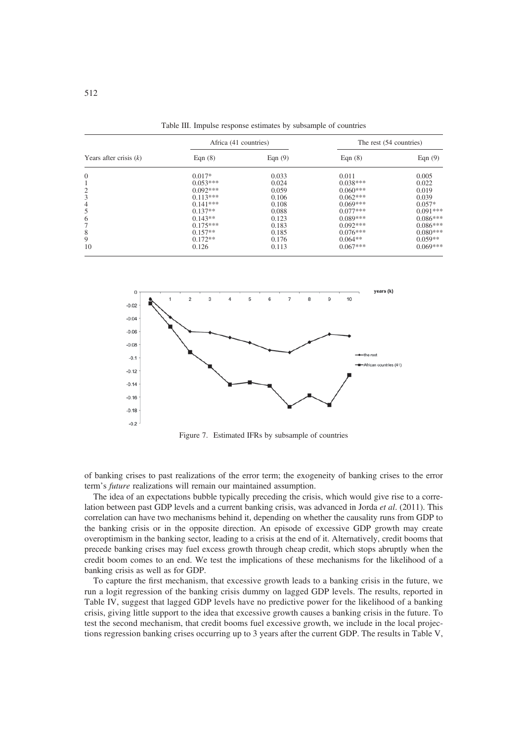Table III. Impulse response estimates by subsample of countries

| Years after crisis ($k$) | Africa (41 countries) | | The rest (54 countries) | |
|---|---|---|---|---|
| | Eqn (8) | Eqn (9) | Eqn (8) | Eqn (9) |
| 0 | 0.017* | 0.033 | 0.011 | 0.005 |
| 1 | 0.053*** | 0.024 | 0.038*** | 0.022 |
| 2 | 0.092*** | 0.059 | 0.060*** | 0.019 |
| 3 | 0.113*** | 0.106 | 0.062*** | 0.039 |
| 4 | 0.141*** | 0.108 | 0.069*** | 0.057* |
| 5 | 0.137** | 0.088 | 0.077*** | 0.091*** |
| 6 | 0.143** | 0.123 | 0.089*** | 0.086*** |
| 7 | 0.175*** | 0.183 | 0.092*** | 0.086*** |
| 8 | 0.157** | 0.185 | 0.076*** | 0.080*** |
| 9 | 0.172** | 0.176 | 0.064** | 0.059** |
| 10 | 0.126 | 0.113 | 0.067*** | 0.069*** |

Figure 7. Estimated IFRs by subsample of countries

of banking crises to past realizations of the error term; the exogeneity of banking crises to the error term's *future* realizations will remain our maintained assumption.

The idea of an expectations bubble typically preceding the crisis, which would give rise to a correlation between past GDP levels and a current banking crisis, was advanced in Jorda *et al*. (2011). This correlation can have two mechanisms behind it, depending on whether the causality runs from GDP to the banking crisis or in the opposite direction. An episode of excessive GDP growth may create overoptimism in the banking sector, leading to a crisis at the end of it. Alternatively, credit booms that precede banking crises may fuel excess growth through cheap credit, which stops abruptly when the credit boom comes to an end. We test the implications of these mechanisms for the likelihood of a banking crisis as well as for GDP.

To capture the first mechanism, that excessive growth leads to a banking crisis in the future, we run a logit regression of the banking crisis dummy on lagged GDP levels. The results, reported in Table IV, suggest that lagged GDP levels have no predictive power for the likelihood of a banking crisis, giving little support to the idea that excessive growth causes a banking crisis in the future. To test the second mechanism, that credit booms fuel excessive growth, we include in the local projections regression banking crises occurring up to 3 years after the current GDP. The results in Table V,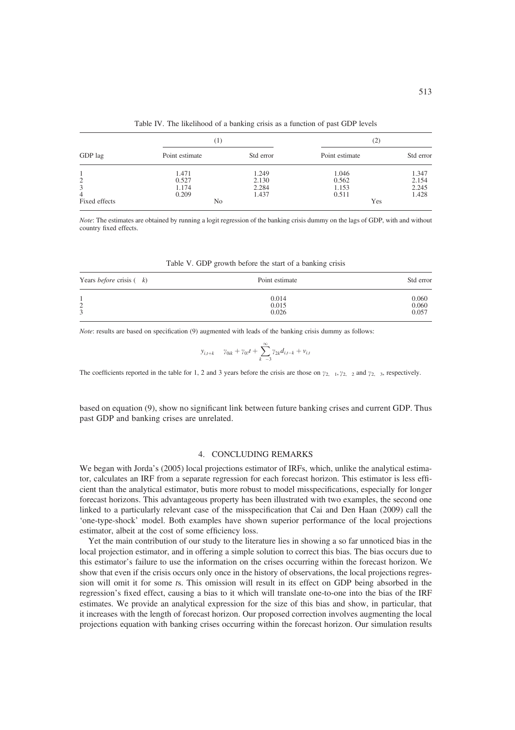Table IV. The likelihood of a banking crisis as a function of past GDP levels

| GDP lag | (1) | | (2) | |
|---|---|---|---|---|
| | Point estimate | Std error | Point estimate | Std error |
| 1 | 1.471 | 1.249 | 1.046 | 1.347 |
| 2 | 0.527 | 2.130 | 0.562 | 2.154 |
| 3 | 1.174 | 2.284 | 1.153 | 2.245 |
| 4 | 0.209 | 1.437 | 0.511 | 1.428 |
| Fixed effects | No | | Yes | |

*Note*: The estimates are obtained by running a logit regression of the banking crisis dummy on the lags of GDP, with and without country fixed effects.

Table V. GDP growth before the start of a banking crisis

| Years *before* crisis ( $k$) | Point estimate | Std error |
|---|---|---|
| 1 | 0.014 | 0.060 |
| 2 | 0.015 | 0.060 |
| 3 | 0.026 | 0.057 |

*Note*: results are based on specification (9) augmented with leads of the banking crisis dummy as follows:

$$y_{i,t+k} \quad \gamma_{0ik} + \gamma_{0t}t + \sum_{k \quad -3}^{\infty} \gamma_{2k} d_{i,t-k} + v_{i,t}$$

The coefficients reported in the table for 1, 2 and 3 years before the crisis are those on $\gamma_{2, \quad 1}, \gamma_{2, \quad 2}$ and $\gamma_{2, \quad 3}$, respectively.

based on equation (9), show no significant link between future banking crises and current GDP. Thus past GDP and banking crises are unrelated.

## 4. CONCLUDING REMARKS

We began with Jorda's (2005) local projections estimator of IRFs, which, unlike the analytical estimator, calculates an IRF from a separate regression for each forecast horizon. This estimator is less efficient than the analytical estimator, butis more robust to model misspecifications, especially for longer forecast horizons. This advantageous property has been illustrated with two examples, the second one linked to a particularly relevant case of the misspecification that Cai and Den Haan (2009) call the 'one-type-shock' model. Both examples have shown superior performance of the local projections estimator, albeit at the cost of some efficiency loss.

Yet the main contribution of our study to the literature lies in showing a so far unnoticed bias in the local projection estimator, and in offering a simple solution to correct this bias. The bias occurs due to this estimator's failure to use the information on the crises occurring within the forecast horizon. We show that even if the crisis occurs only once in the history of observations, the local projections regression will omit it for some $t$s. This omission will result in its effect on GDP being absorbed in the regression's fixed effect, causing a bias to it which will translate one-to-one into the bias of the IRF estimates. We provide an analytical expression for the size of this bias and show, in particular, that it increases with the length of forecast horizon. Our proposed correction involves augmenting the local projections equation with banking crises occurring within the forecast horizon. Our simulation results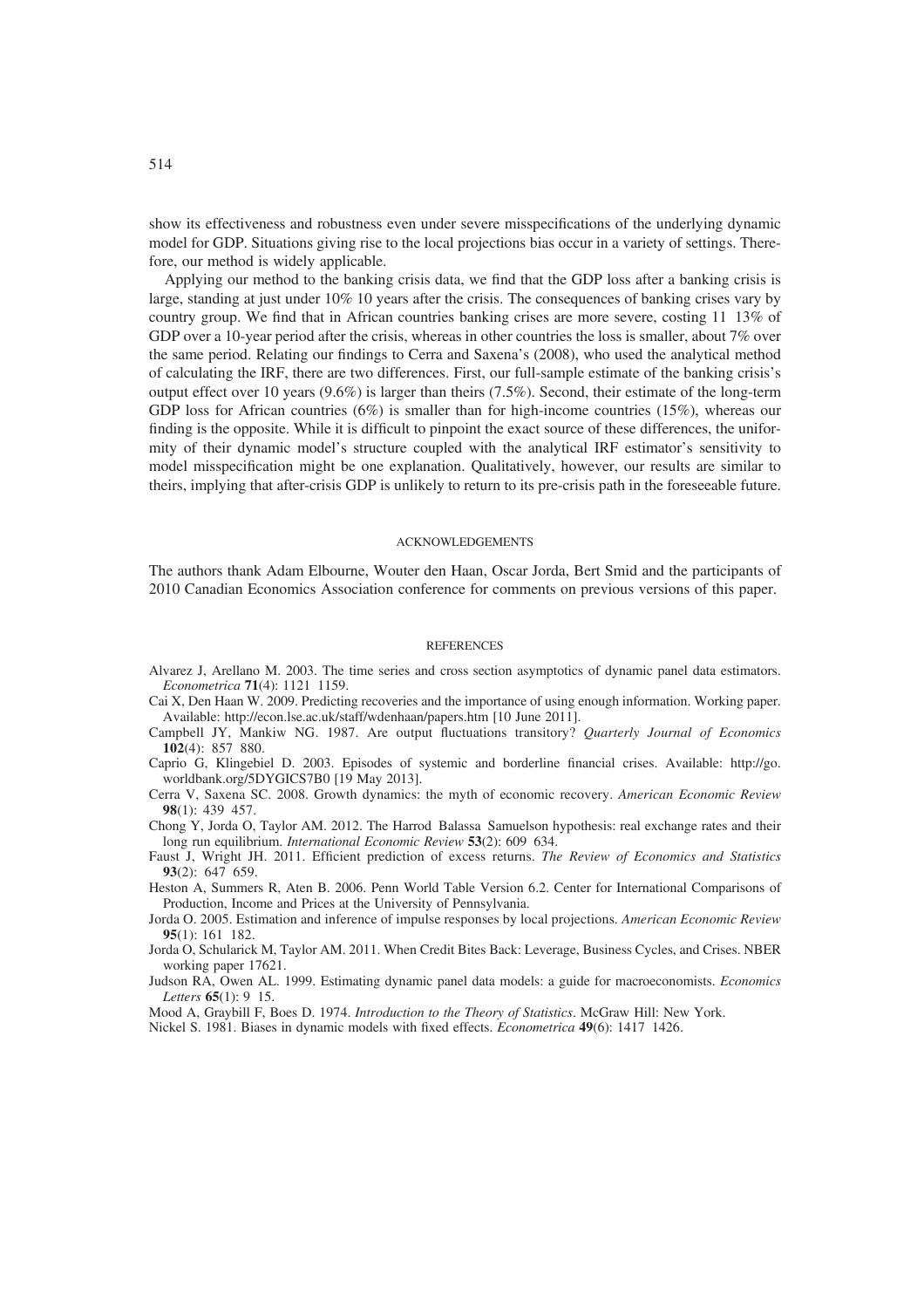show its effectiveness and robustness even under severe misspecifications of the underlying dynamic model for GDP. Situations giving rise to the local projections bias occur in a variety of settings. Therefore, our method is widely applicable.

Applying our method to the banking crisis data, we find that the GDP loss after a banking crisis is large, standing at just under 10% 10 years after the crisis. The consequences of banking crises vary by country group. We find that in African countries banking crises are more severe, costing 11 13% of GDP over a 10-year period after the crisis, whereas in other countries the loss is smaller, about 7% over the same period. Relating our findings to Cerra and Saxena's (2008), who used the analytical method of calculating the IRF, there are two differences. First, our full-sample estimate of the banking crisis's output effect over 10 years (9.6%) is larger than theirs (7.5%). Second, their estimate of the long-term GDP loss for African countries (6%) is smaller than for high-income countries (15%), whereas our finding is the opposite. While it is difficult to pinpoint the exact source of these differences, the uniformity of their dynamic model's structure coupled with the analytical IRF estimator's sensitivity to model misspecification might be one explanation. Qualitatively, however, our results are similar to theirs, implying that after-crisis GDP is unlikely to return to its pre-crisis path in the foreseeable future.

## ACKNOWLEDGEMENTS

The authors thank Adam Elbourne, Wouter den Haan, Oscar Jorda, Bert Smid and the participants of 2010 Canadian Economics Association conference for comments on previous versions of this paper.

## REFERENCES

Alvarez J, Arellano M. 2003. The time series and cross section asymptotics of dynamic panel data estimators. *Econometrica* **71**(4): 1121 1159.

Cai X, Den Haan W. 2009. Predicting recoveries and the importance of using enough information. Working paper. Available: http://econ.lse.ac.uk/staff/wdenhaan/papers.htm [10 June 2011].

Campbell JY, Mankiw NG. 1987. Are output fluctuations transitory? *Quarterly Journal of Economics* **102**(4): 857 880.

Caprio G, Klingebiel D. 2003. Episodes of systemic and borderline financial crises. Available: http://go.worldbank.org/5DYGICS7B0 [19 May 2013].

Cerra V, Saxena SC. 2008. Growth dynamics: the myth of economic recovery. *American Economic Review* **98**(1): 439 457.

Chong Y, Jorda O, Taylor AM. 2012. The Harrod Balassa Samuelson hypothesis: real exchange rates and their long run equilibrium. *International Economic Review* **53**(2): 609 634.

Faust J, Wright JH. 2011. Efficient prediction of excess returns. *The Review of Economics and Statistics* **93**(2): 647 659.

Heston A, Summers R, Aten B. 2006. Penn World Table Version 6.2. Center for International Comparisons of Production, Income and Prices at the University of Pennsylvania.

Jorda O. 2005. Estimation and inference of impulse responses by local projections. *American Economic Review* **95**(1): 161 182.

Jorda O, Schularick M, Taylor AM. 2011. When Credit Bites Back: Leverage, Business Cycles, and Crises. NBER working paper 17621.

Judson RA, Owen AL. 1999. Estimating dynamic panel data models: a guide for macroeconomists. *Economics Letters* **65**(1): 9 15.

Mood A, Graybill F, Boes D. 1974. *Introduction to the Theory of Statistics*. McGraw Hill: New York.

Nickel S. 1981. Biases in dynamic models with fixed effects. *Econometrica* **49**(6): 1417 1426.